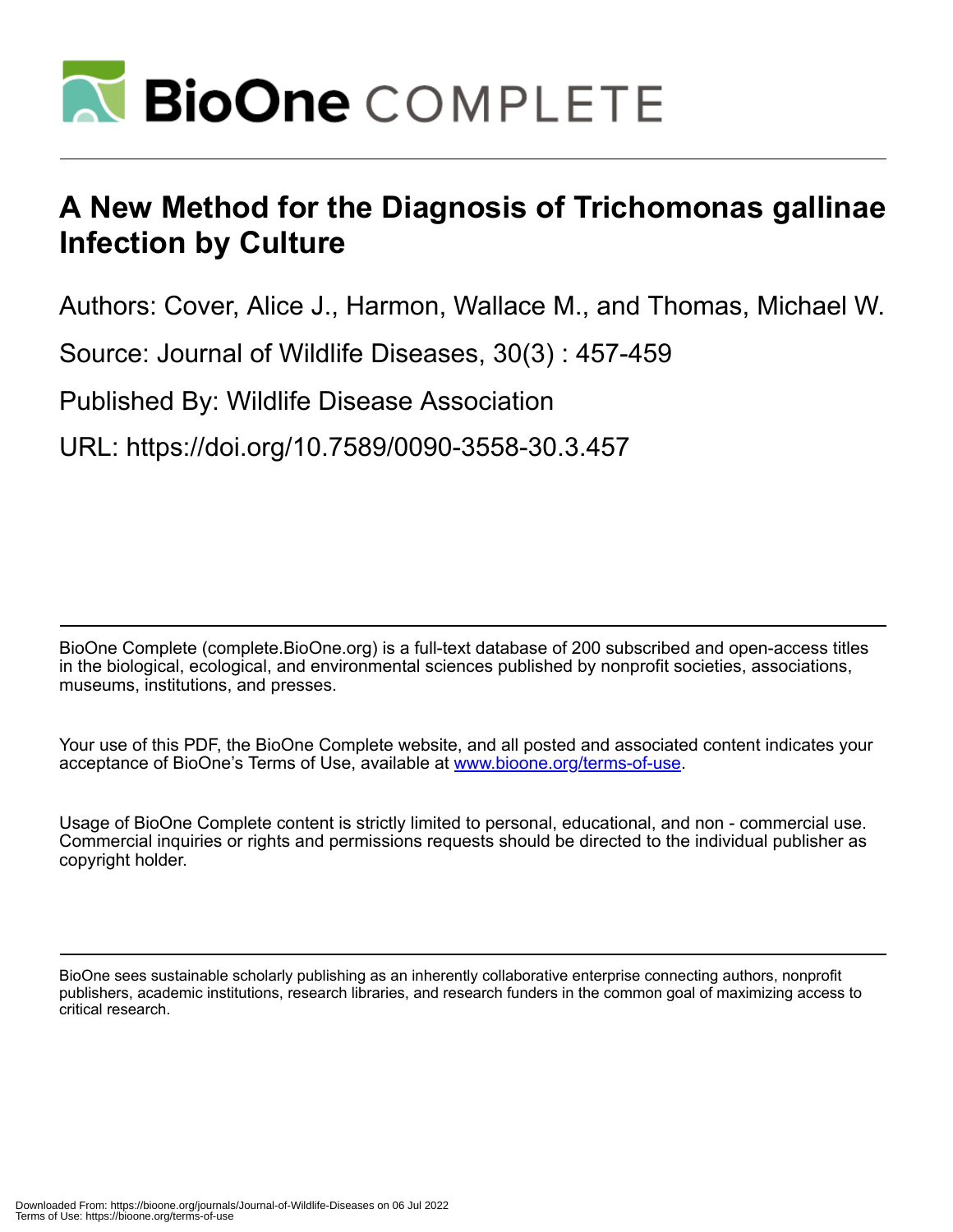# A New Method for the Diagnosis of Trichomonas gallinae Infection by Culture

Authors: Cover, Alice J., Harmon, Wallace M., and Thomas, Michael W.

Source: Journal of Wildlife Diseases, 30(3) : 457-459

Published By: Wildlife Disease Association

URL: https://doi.org/10.7589/0090-3558-30.3.457

BioOne Complete (complete.BioOne.org) is a full-text database of 200 subscribed and open-access titles in the biological, ecological, and environmental sciences published by nonprofit societies, associations, museums, institutions, and presses.

Your use of this PDF, the BioOne Complete website, and all posted and associated content indicates your acceptance of BioOne's Terms of Use, available at www.bioone.org/terms-of-use.

Usage of BioOne Complete content is strictly limited to personal, educational, and non - commercial use. Commercial inquiries or rights and permissions requests should be directed to the individual publisher as copyright holder.

BioOne sees sustainable scholarly publishing as an inherently collaborative enterprise connecting authors, nonprofit publishers, academic institutions, research libraries, and research funders in the common goal of maximizing access to critical research.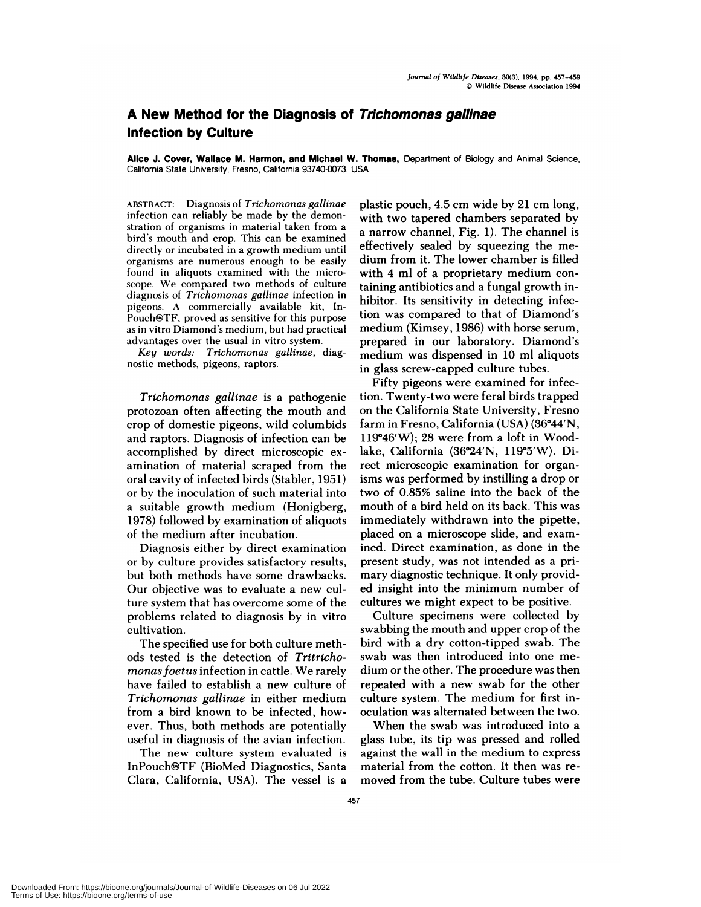# A New Method for the Diagnosis of *Trichomonas gallinae* Infection by Culture

**Alice J. Cover, Wallace M. Harmon, and Michael W. Thomas,** Department of Biology and Animal Science, California State University, Fresno, California 93740-0073, USA

ABSTRACT: Diagnosis of *Trichomonas gallinae* infection can reliably be made by the demonstration of organisms in material taken from a bird's mouth and crop. This can be examined directly or incubated in a growth medium until organisms are numerous enough to be easily found in aliquots examined with the microscope. We compared two methods of culture diagnosis of *Trichomonas gallinae* infection in pigeons. A commercially available kit, InPouch®TF, proved as sensitive for this purpose as in vitro Diamond's medium, but had practical advantages over the usual in vitro system.

*Key words:* *Trichomonas gallinae*, diagnostic methods, pigeons, raptors.

*Trichomonas gallinae* is a pathogenic protozoan often affecting the mouth and crop of domestic pigeons, wild columbids and raptors. Diagnosis of infection can be accomplished by direct microscopic examination of material scraped from the oral cavity of infected birds (Stabler, 1951) or by the inoculation of such material into a suitable growth medium (Honigberg, 1978) followed by examination of aliquots of the medium after incubation.

Diagnosis either by direct examination or by culture provides satisfactory results, but both methods have some drawbacks. Our objective was to evaluate a new culture system that has overcome some of the problems related to diagnosis by in vitro cultivation.

The specified use for both culture methods tested is the detection of *Tritrichomonas foetus* infection in cattle. We rarely have failed to establish a new culture of *Trichomonas gallinae* in either medium from a bird known to be infected, however. Thus, both methods are potentially useful in diagnosis of the avian infection.

The new culture system evaluated is InPouch®TF (BioMed Diagnostics, Santa Clara, California, USA). The vessel is a plastic pouch, 4.5 cm wide by 21 cm long, with two tapered chambers separated by a narrow channel, Fig. 1). The channel is effectively sealed by squeezing the medium from it. The lower chamber is filled with 4 ml of a proprietary medium containing antibiotics and a fungal growth inhibitor. Its sensitivity in detecting infection was compared to that of Diamond's medium (Kimsey, 1986) with horse serum, prepared in our laboratory. Diamond's medium was dispensed in 10 ml aliquots in glass screw-capped culture tubes.

Fifty pigeons were examined for infection. Twenty-two were feral birds trapped on the California State University, Fresno farm in Fresno, California (USA) (36°44′N, 119°46′W); 28 were from a loft in Woodlake, California (36°24′N, 119°5′W). Direct microscopic examination for organisms was performed by instilling a drop or two of 0.85% saline into the back of the mouth of a bird held on its back. This was immediately withdrawn into the pipette, placed on a microscope slide, and examined. Direct examination, as done in the present study, was not intended as a primary diagnostic technique. It only provided insight into the minimum number of cultures we might expect to be positive.

Culture specimens were collected by swabbing the mouth and upper crop of the bird with a dry cotton-tipped swab. The swab was then introduced into one medium or the other. The procedure was then repeated with a new swab for the other culture system. The medium for first inoculation was alternated between the two.

When the swab was introduced into a glass tube, its tip was pressed and rolled against the wall in the medium to express material from the cotton. It then was removed from the tube. Culture tubes were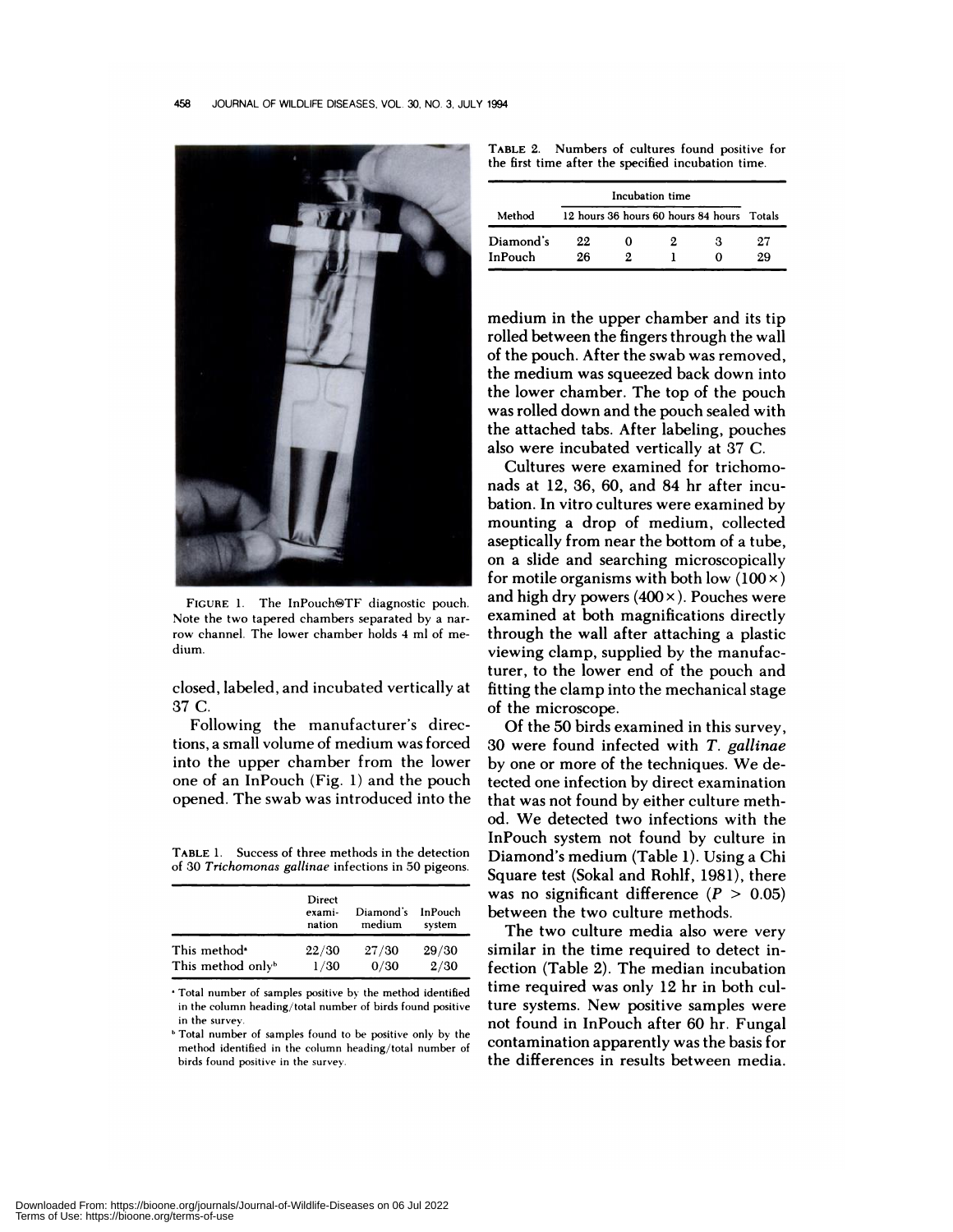FIGURE 1. The InPouch®TF diagnostic pouch. Note the two tapered chambers separated by a narrow channel. The lower chamber holds 4 ml of medium.

closed, labeled, and incubated vertically at 37 C.

Following the manufacturer's directions, a small volume of medium was forced into the upper chamber from the lower one of an InPouch (Fig. 1) and the pouch opened. The swab was introduced into the

TABLE 1. Success of three methods in the detection of 30 *Trichomonas gallinae* infections in 50 pigeons.

| | Direct examination | Diamond's medium | InPouch system |
|---|---|---|---|
| This method[a] | 22/30 | 27/30 | 29/30 |
| This method only[b] | 1/30 | 0/30 | 2/30 |

[a] Total number of samples positive by the method identified in the column heading/total number of birds found positive in the survey.

[b] Total number of samples found to be positive only by the method identified in the column heading/total number of birds found positive in the survey.

TABLE 2. Numbers of cultures found positive for the first time after the specified incubation time.

| Method | Incubation time | | | | |
|---|---|---|---|---|---|
| | 12 hours | 36 hours | 60 hours | 84 hours | Totals |
| Diamond's | 22 | 0 | 2 | 3 | 27 |
| InPouch | 26 | 2 | 1 | 0 | 29 |

medium in the upper chamber and its tip rolled between the fingers through the wall of the pouch. After the swab was removed, the medium was squeezed back down into the lower chamber. The top of the pouch was rolled down and the pouch sealed with the attached tabs. After labeling, pouches also were incubated vertically at 37 C.

Cultures were examined for trichomonads at 12, 36, 60, and 84 hr after incubation. In vitro cultures were examined by mounting a drop of medium, collected aseptically from near the bottom of a tube, on a slide and searching microscopically for motile organisms with both low (100×) and high dry powers (400×). Pouches were examined at both magnifications directly through the wall after attaching a plastic viewing clamp, supplied by the manufacturer, to the lower end of the pouch and fitting the clamp into the mechanical stage of the microscope.

Of the 50 birds examined in this survey, 30 were found infected with *T. gallinae* by one or more of the techniques. We detected one infection by direct examination that was not found by either culture method. We detected two infections with the InPouch system not found by culture in Diamond's medium (Table 1). Using a Chi Square test (Sokal and Rohlf, 1981), there was no significant difference ($P > 0.05$) between the two culture methods.

The two culture media also were very similar in the time required to detect infection (Table 2). The median incubation time required was only 12 hr in both culture systems. New positive samples were not found in InPouch after 60 hr. Fungal contamination apparently was the basis for the differences in results between media.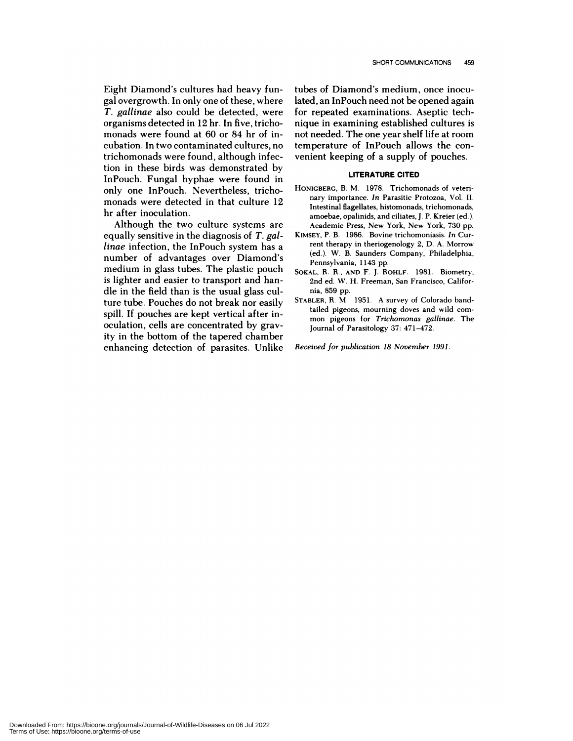Eight Diamond's cultures had heavy fungal overgrowth. In only one of these, where *T. gallinae* also could be detected, were organisms detected in 12 hr. In five, trichomonads were found at 60 or 84 hr of incubation. In two contaminated cultures, no trichomonads were found, although infection in these birds was demonstrated by InPouch. Fungal hyphae were found in only one InPouch. Nevertheless, trichomonads were detected in that culture 12 hr after inoculation.

Although the two culture systems are equally sensitive in the diagnosis of *T. gallinae* infection, the InPouch system has a number of advantages over Diamond's medium in glass tubes. The plastic pouch is lighter and easier to transport and handle in the field than is the usual glass culture tube. Pouches do not break nor easily spill. If pouches are kept vertical after inoculation, cells are concentrated by gravity in the bottom of the tapered chamber enhancing detection of parasites. Unlike tubes of Diamond's medium, once inoculated, an InPouch need not be opened again for repeated examinations. Aseptic technique in examining established cultures is not needed. The one year shelf life at room temperature of InPouch allows the convenient keeping of a supply of pouches.

## LITERATURE CITED

HONIGBERG, B. M. 1978. Trichomonads of veterinary importance. *In* Parasitic Protozoa, Vol. II. Intestinal flagellates, histomonads, trichomonads, amoebae, opalinids, and ciliates, J. P. Kreier (ed.). Academic Press, New York, New York, 730 pp.

KIMSEY, P. B. 1986. Bovine trichomoniasis. *In* Current therapy in theriogenology 2, D. A. Morrow (ed.). W. B. Saunders Company, Philadelphia, Pennsylvania, 1143 pp.

SOKAL, R. R., AND F. J. ROHLF. 1981. Biometry, 2nd ed. W. H. Freeman, San Francisco, California, 859 pp.

STABLER, R. M. 1951. A survey of Colorado band-tailed pigeons, mourning doves and wild common pigeons for *Trichomonas gallinae*. The Journal of Parasitology 37: 471–472.

*Received for publication 18 November 1991.*